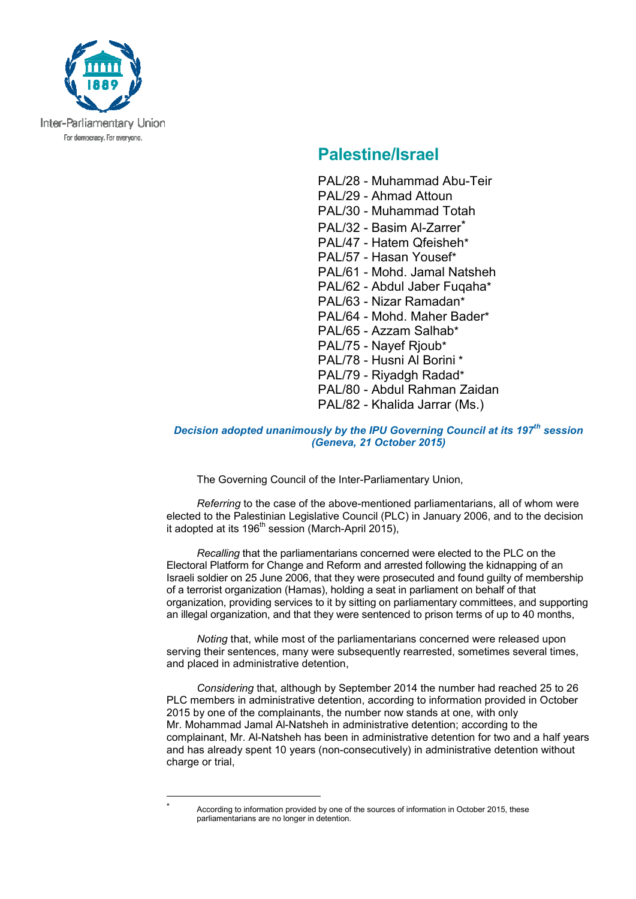Inter-Parliamentary Union

For democracy. For everyone.

# Palestine/Israel

PAL/28 - Muhammad Abu-Teir
PAL/29 - Ahmad Attoun
PAL/30 - Muhammad Totah
PAL/32 - Basim Al-Zarrer*
PAL/47 - Hatem Qfeisheh*
PAL/57 - Hasan Yousef*
PAL/61 - Mohd. Jamal Natsheh
PAL/62 - Abdul Jaber Fuqaha*
PAL/63 - Nizar Ramadan*
PAL/64 - Mohd. Maher Bader*
PAL/65 - Azzam Salhab*
PAL/75 - Nayef Rjoub*
PAL/78 - Husni Al Borini *
PAL/79 - Riyadgh Radad*
PAL/80 - Abdul Rahman Zaidan
PAL/82 - Khalida Jarrar (Ms.)

***Decision adopted unanimously by the IPU Governing Council at its 197th session (Geneva, 21 October 2015)***

The Governing Council of the Inter-Parliamentary Union,

*Referring* to the case of the above-mentioned parliamentarians, all of whom were elected to the Palestinian Legislative Council (PLC) in January 2006, and to the decision it adopted at its 196th session (March-April 2015),

*Recalling* that the parliamentarians concerned were elected to the PLC on the Electoral Platform for Change and Reform and arrested following the kidnapping of an Israeli soldier on 25 June 2006, that they were prosecuted and found guilty of membership of a terrorist organization (Hamas), holding a seat in parliament on behalf of that organization, providing services to it by sitting on parliamentary committees, and supporting an illegal organization, and that they were sentenced to prison terms of up to 40 months,

*Noting* that, while most of the parliamentarians concerned were released upon serving their sentences, many were subsequently rearrested, sometimes several times, and placed in administrative detention,

*Considering* that, although by September 2014 the number had reached 25 to 26 PLC members in administrative detention, according to information provided in October 2015 by one of the complainants, the number now stands at one, with only Mr. Mohammad Jamal Al-Natsheh in administrative detention; according to the complainant, Mr. Al-Natsheh has been in administrative detention for two and a half years and has already spent 10 years (non-consecutively) in administrative detention without charge or trial,

---

\* According to information provided by one of the sources of information in October 2015, these parliamentarians are no longer in detention.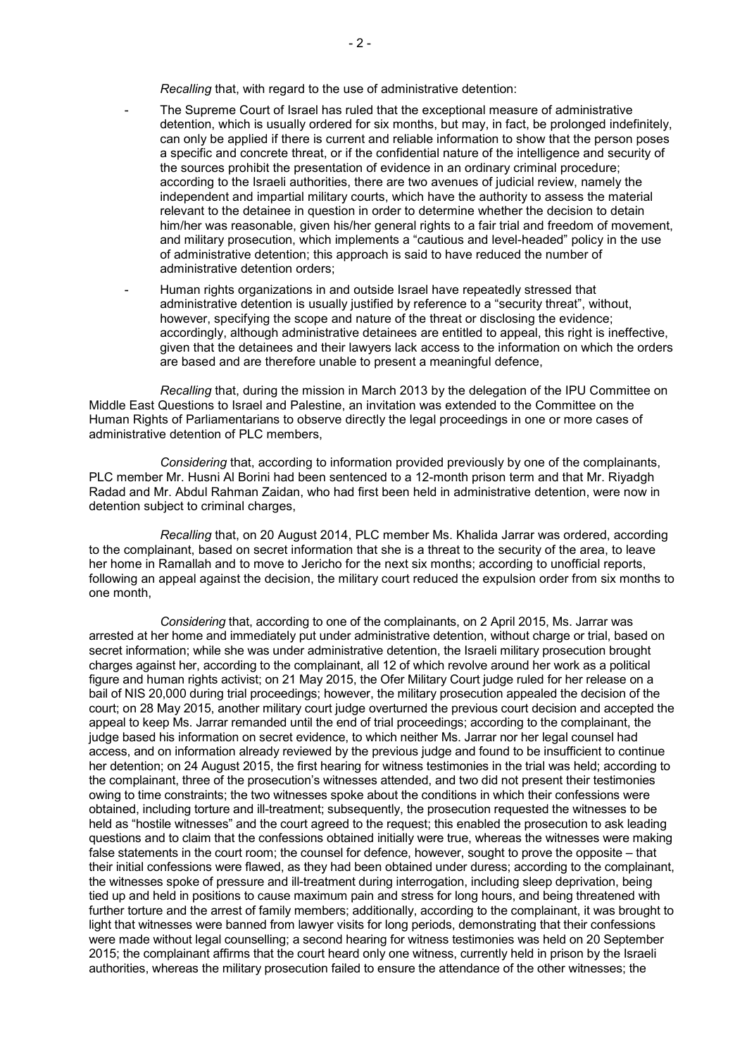*Recalling* that, with regard to the use of administrative detention:

- The Supreme Court of Israel has ruled that the exceptional measure of administrative detention, which is usually ordered for six months, but may, in fact, be prolonged indefinitely, can only be applied if there is current and reliable information to show that the person poses a specific and concrete threat, or if the confidential nature of the intelligence and security of the sources prohibit the presentation of evidence in an ordinary criminal procedure; according to the Israeli authorities, there are two avenues of judicial review, namely the independent and impartial military courts, which have the authority to assess the material relevant to the detainee in question in order to determine whether the decision to detain him/her was reasonable, given his/her general rights to a fair trial and freedom of movement, and military prosecution, which implements a "cautious and level-headed" policy in the use of administrative detention; this approach is said to have reduced the number of administrative detention orders;
- Human rights organizations in and outside Israel have repeatedly stressed that administrative detention is usually justified by reference to a "security threat", without, however, specifying the scope and nature of the threat or disclosing the evidence; accordingly, although administrative detainees are entitled to appeal, this right is ineffective, given that the detainees and their lawyers lack access to the information on which the orders are based and are therefore unable to present a meaningful defence,

*Recalling* that, during the mission in March 2013 by the delegation of the IPU Committee on Middle East Questions to Israel and Palestine, an invitation was extended to the Committee on the Human Rights of Parliamentarians to observe directly the legal proceedings in one or more cases of administrative detention of PLC members,

*Considering* that, according to information provided previously by one of the complainants, PLC member Mr. Husni Al Borini had been sentenced to a 12-month prison term and that Mr. Riyadgh Radad and Mr. Abdul Rahman Zaidan, who had first been held in administrative detention, were now in detention subject to criminal charges,

*Recalling* that, on 20 August 2014, PLC member Ms. Khalida Jarrar was ordered, according to the complainant, based on secret information that she is a threat to the security of the area, to leave her home in Ramallah and to move to Jericho for the next six months; according to unofficial reports, following an appeal against the decision, the military court reduced the expulsion order from six months to one month,

*Considering* that, according to one of the complainants, on 2 April 2015, Ms. Jarrar was arrested at her home and immediately put under administrative detention, without charge or trial, based on secret information; while she was under administrative detention, the Israeli military prosecution brought charges against her, according to the complainant, all 12 of which revolve around her work as a political figure and human rights activist; on 21 May 2015, the Ofer Military Court judge ruled for her release on a bail of NIS 20,000 during trial proceedings; however, the military prosecution appealed the decision of the court; on 28 May 2015, another military court judge overturned the previous court decision and accepted the appeal to keep Ms. Jarrar remanded until the end of trial proceedings; according to the complainant, the judge based his information on secret evidence, to which neither Ms. Jarrar nor her legal counsel had access, and on information already reviewed by the previous judge and found to be insufficient to continue her detention; on 24 August 2015, the first hearing for witness testimonies in the trial was held; according to the complainant, three of the prosecution's witnesses attended, and two did not present their testimonies owing to time constraints; the two witnesses spoke about the conditions in which their confessions were obtained, including torture and ill-treatment; subsequently, the prosecution requested the witnesses to be held as "hostile witnesses" and the court agreed to the request; this enabled the prosecution to ask leading questions and to claim that the confessions obtained initially were true, whereas the witnesses were making false statements in the court room; the counsel for defence, however, sought to prove the opposite – that their initial confessions were flawed, as they had been obtained under duress; according to the complainant, the witnesses spoke of pressure and ill-treatment during interrogation, including sleep deprivation, being tied up and held in positions to cause maximum pain and stress for long hours, and being threatened with further torture and the arrest of family members; additionally, according to the complainant, it was brought to light that witnesses were banned from lawyer visits for long periods, demonstrating that their confessions were made without legal counselling; a second hearing for witness testimonies was held on 20 September 2015; the complainant affirms that the court heard only one witness, currently held in prison by the Israeli authorities, whereas the military prosecution failed to ensure the attendance of the other witnesses; the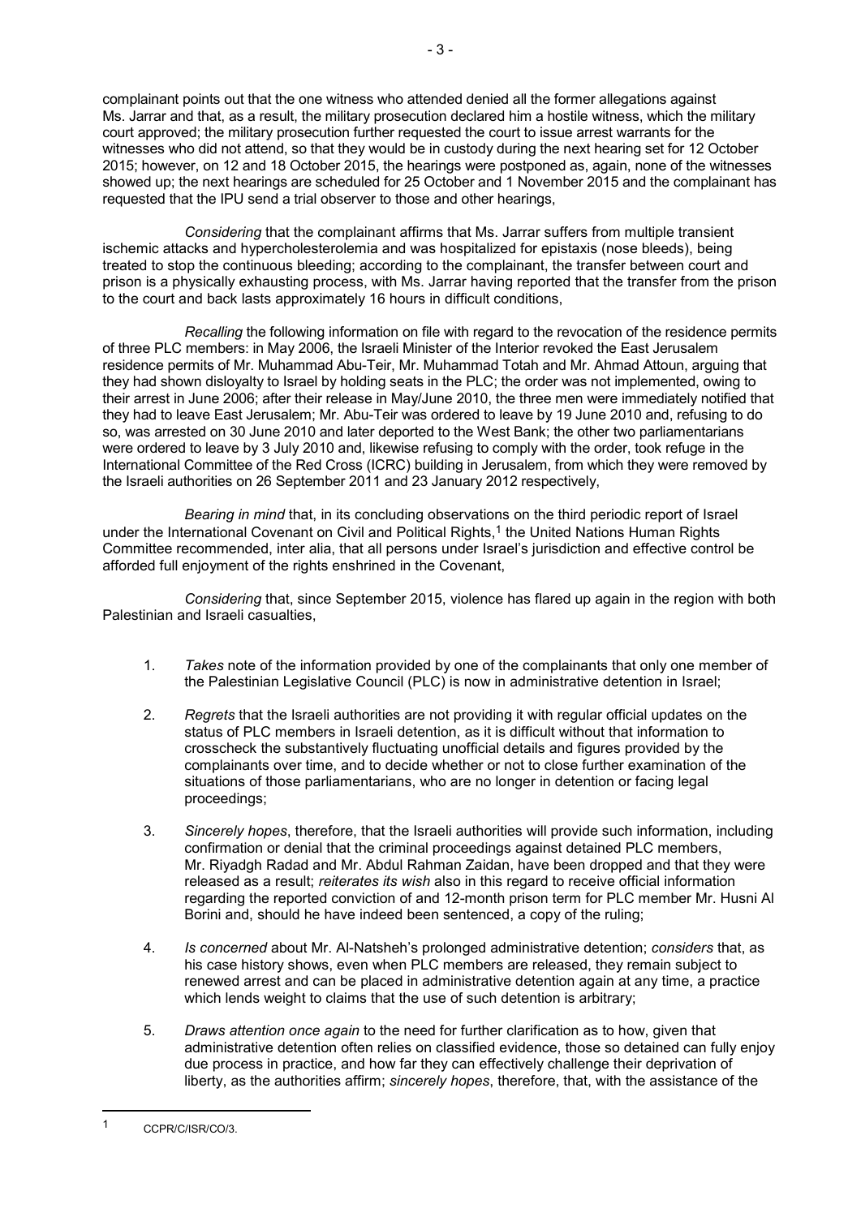complainant points out that the one witness who attended denied all the former allegations against Ms. Jarrar and that, as a result, the military prosecution declared him a hostile witness, which the military court approved; the military prosecution further requested the court to issue arrest warrants for the witnesses who did not attend, so that they would be in custody during the next hearing set for 12 October 2015; however, on 12 and 18 October 2015, the hearings were postponed as, again, none of the witnesses showed up; the next hearings are scheduled for 25 October and 1 November 2015 and the complainant has requested that the IPU send a trial observer to those and other hearings,

*Considering* that the complainant affirms that Ms. Jarrar suffers from multiple transient ischemic attacks and hypercholesterolemia and was hospitalized for epistaxis (nose bleeds), being treated to stop the continuous bleeding; according to the complainant, the transfer between court and prison is a physically exhausting process, with Ms. Jarrar having reported that the transfer from the prison to the court and back lasts approximately 16 hours in difficult conditions,

*Recalling* the following information on file with regard to the revocation of the residence permits of three PLC members: in May 2006, the Israeli Minister of the Interior revoked the East Jerusalem residence permits of Mr. Muhammad Abu-Teir, Mr. Muhammad Totah and Mr. Ahmad Attoun, arguing that they had shown disloyalty to Israel by holding seats in the PLC; the order was not implemented, owing to their arrest in June 2006; after their release in May/June 2010, the three men were immediately notified that they had to leave East Jerusalem; Mr. Abu-Teir was ordered to leave by 19 June 2010 and, refusing to do so, was arrested on 30 June 2010 and later deported to the West Bank; the other two parliamentarians were ordered to leave by 3 July 2010 and, likewise refusing to comply with the order, took refuge in the International Committee of the Red Cross (ICRC) building in Jerusalem, from which they were removed by the Israeli authorities on 26 September 2011 and 23 January 2012 respectively,

*Bearing in mind* that, in its concluding observations on the third periodic report of Israel under the International Covenant on Civil and Political Rights,[1] the United Nations Human Rights Committee recommended, inter alia, that all persons under Israel's jurisdiction and effective control be afforded full enjoyment of the rights enshrined in the Covenant,

*Considering* that, since September 2015, violence has flared up again in the region with both Palestinian and Israeli casualties,

1. *Takes* note of the information provided by one of the complainants that only one member of the Palestinian Legislative Council (PLC) is now in administrative detention in Israel;

2. *Regrets* that the Israeli authorities are not providing it with regular official updates on the status of PLC members in Israeli detention, as it is difficult without that information to crosscheck the substantively fluctuating unofficial details and figures provided by the complainants over time, and to decide whether or not to close further examination of the situations of those parliamentarians, who are no longer in detention or facing legal proceedings;

3. *Sincerely hopes*, therefore, that the Israeli authorities will provide such information, including confirmation or denial that the criminal proceedings against detained PLC members, Mr. Riyadgh Radad and Mr. Abdul Rahman Zaidan, have been dropped and that they were released as a result; *reiterates its wish* also in this regard to receive official information regarding the reported conviction of and 12-month prison term for PLC member Mr. Husni Al Borini and, should he have indeed been sentenced, a copy of the ruling;

4. *Is concerned* about Mr. Al-Natsheh's prolonged administrative detention; *considers* that, as his case history shows, even when PLC members are released, they remain subject to renewed arrest and can be placed in administrative detention again at any time, a practice which lends weight to claims that the use of such detention is arbitrary;

5. *Draws attention once again* to the need for further clarification as to how, given that administrative detention often relies on classified evidence, those so detained can fully enjoy due process in practice, and how far they can effectively challenge their deprivation of liberty, as the authorities affirm; *sincerely hopes*, therefore, that, with the assistance of the

[1] CCPR/C/ISR/CO/3.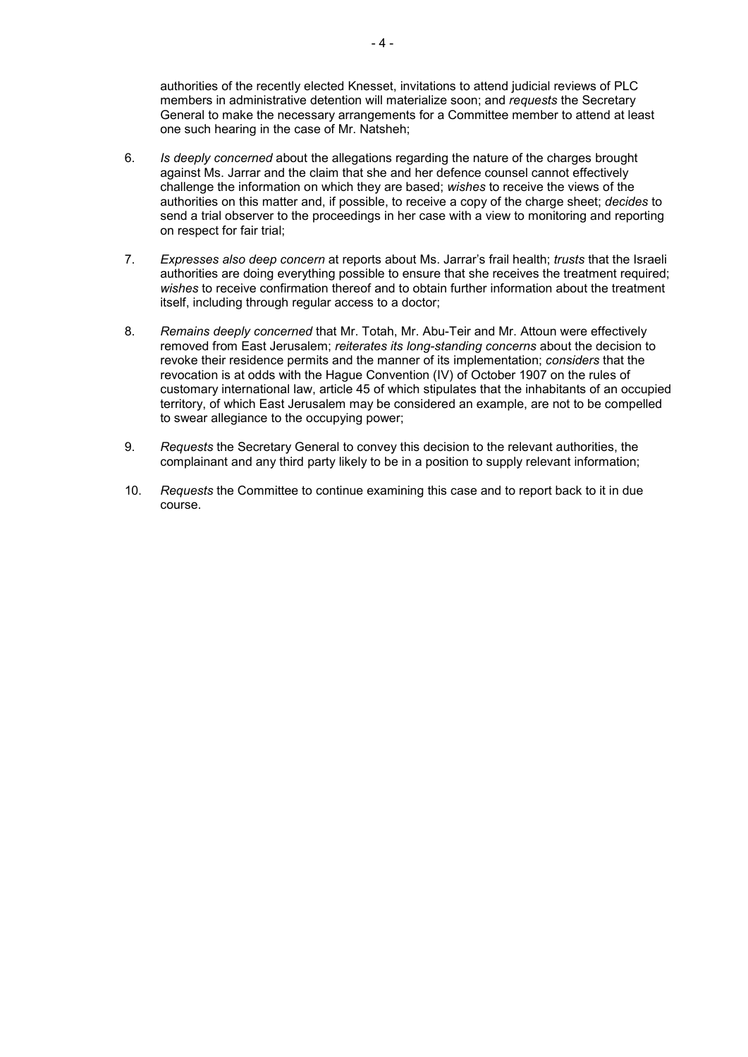authorities of the recently elected Knesset, invitations to attend judicial reviews of PLC members in administrative detention will materialize soon; and *requests* the Secretary General to make the necessary arrangements for a Committee member to attend at least one such hearing in the case of Mr. Natsheh;

6. *Is deeply concerned* about the allegations regarding the nature of the charges brought against Ms. Jarrar and the claim that she and her defence counsel cannot effectively challenge the information on which they are based; *wishes* to receive the views of the authorities on this matter and, if possible, to receive a copy of the charge sheet; *decides* to send a trial observer to the proceedings in her case with a view to monitoring and reporting on respect for fair trial;

7. *Expresses also deep concern* at reports about Ms. Jarrar's frail health; *trusts* that the Israeli authorities are doing everything possible to ensure that she receives the treatment required; *wishes* to receive confirmation thereof and to obtain further information about the treatment itself, including through regular access to a doctor;

8. *Remains deeply concerned* that Mr. Totah, Mr. Abu-Teir and Mr. Attoun were effectively removed from East Jerusalem; *reiterates its long-standing concerns* about the decision to revoke their residence permits and the manner of its implementation; *considers* that the revocation is at odds with the Hague Convention (IV) of October 1907 on the rules of customary international law, article 45 of which stipulates that the inhabitants of an occupied territory, of which East Jerusalem may be considered an example, are not to be compelled to swear allegiance to the occupying power;

9. *Requests* the Secretary General to convey this decision to the relevant authorities, the complainant and any third party likely to be in a position to supply relevant information;

10. *Requests* the Committee to continue examining this case and to report back to it in due course.